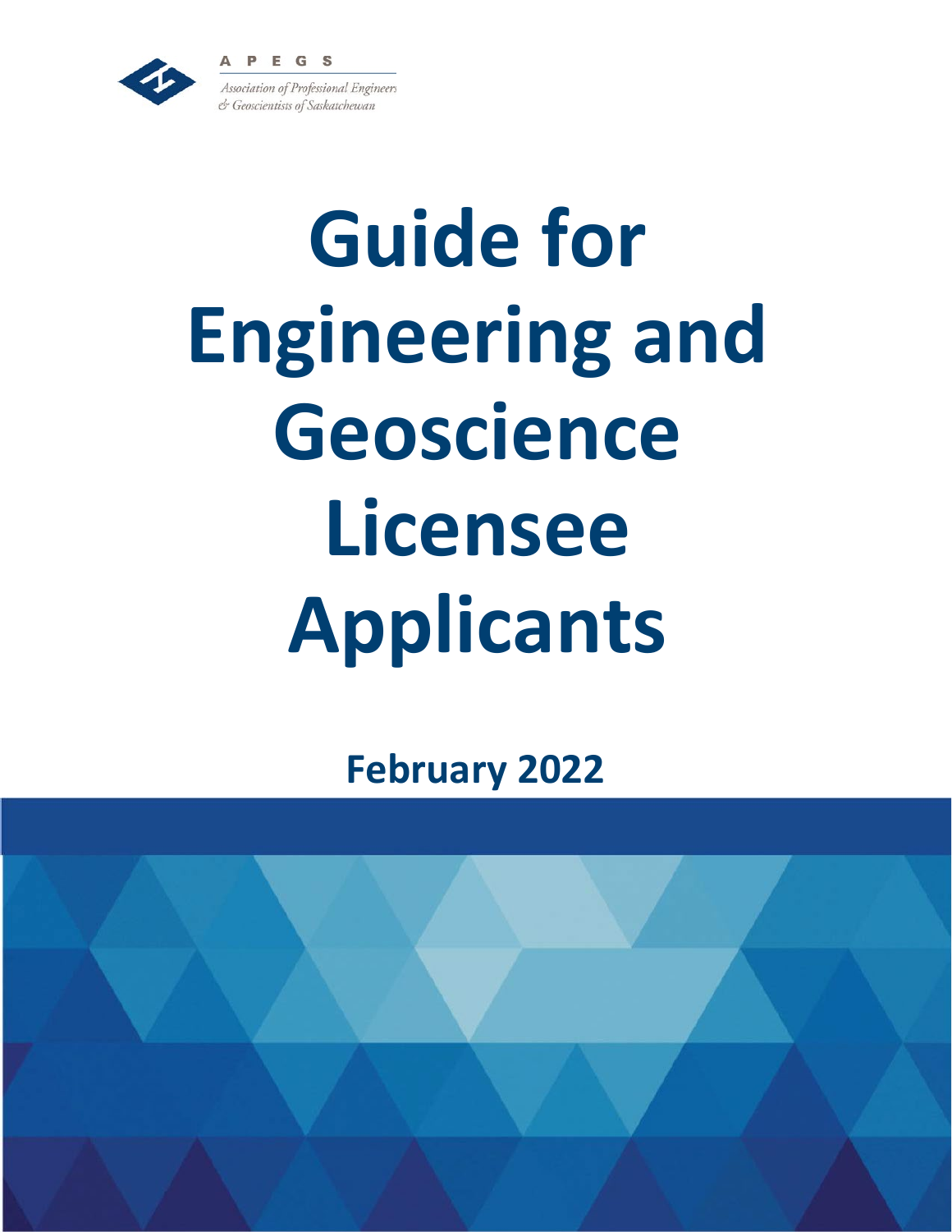APEGS

Association of Professional Engineers & Geoscientists of Saskatchewan

# Guide for Engineering and Geoscience Licensee Applicants

**February 2022**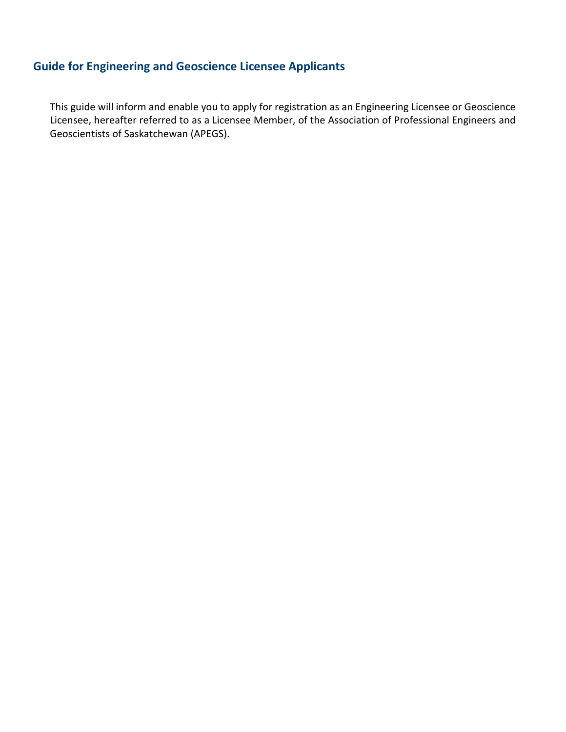## Guide for Engineering and Geoscience Licensee Applicants

This guide will inform and enable you to apply for registration as an Engineering Licensee or Geoscience Licensee, hereafter referred to as a Licensee Member, of the Association of Professional Engineers and Geoscientists of Saskatchewan (APEGS).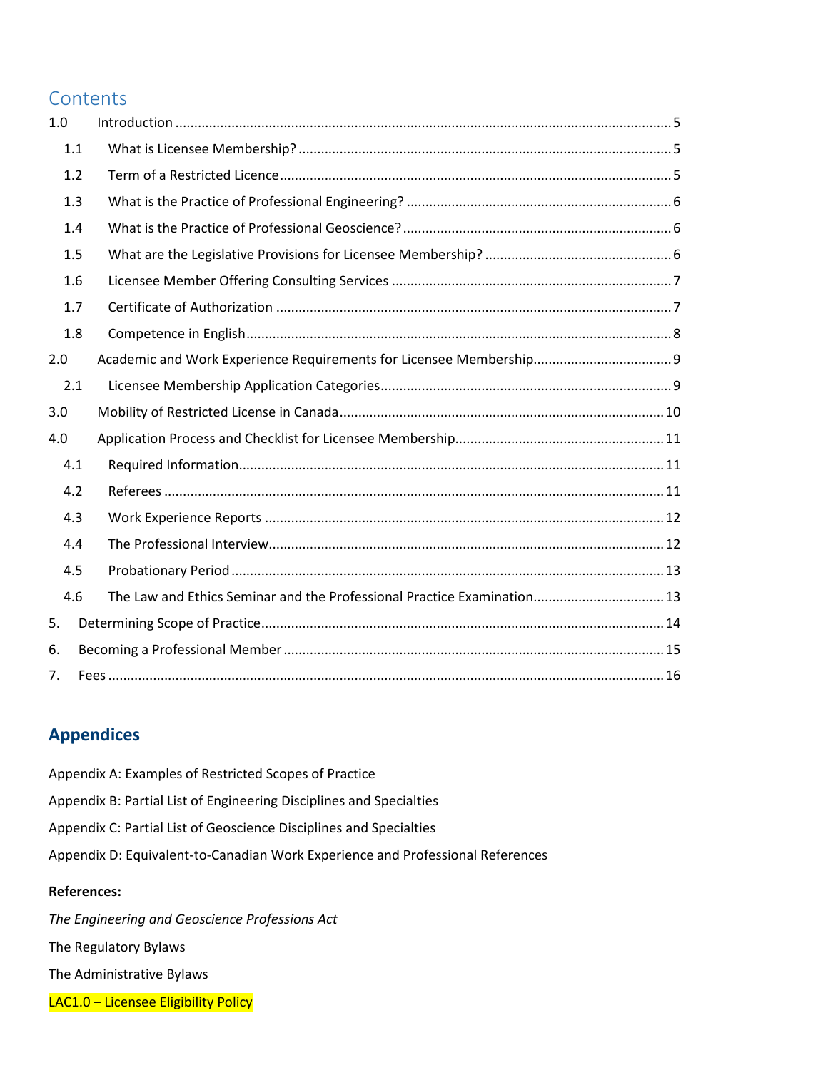# Contents

1.0 Introduction ... 5
  1.1 What is Licensee Membership? ... 5
  1.2 Term of a Restricted Licence ... 5
  1.3 What is the Practice of Professional Engineering? ... 6
  1.4 What is the Practice of Professional Geoscience? ... 6
  1.5 What are the Legislative Provisions for Licensee Membership? ... 6
  1.6 Licensee Member Offering Consulting Services ... 7
  1.7 Certificate of Authorization ... 7
  1.8 Competence in English ... 8
2.0 Academic and Work Experience Requirements for Licensee Membership ... 9
  2.1 Licensee Membership Application Categories ... 9
3.0 Mobility of Restricted License in Canada ... 10
4.0 Application Process and Checklist for Licensee Membership ... 11
  4.1 Required Information ... 11
  4.2 Referees ... 11
  4.3 Work Experience Reports ... 12
  4.4 The Professional Interview ... 12
  4.5 Probationary Period ... 13
  4.6 The Law and Ethics Seminar and the Professional Practice Examination ... 13
5. Determining Scope of Practice ... 14
6. Becoming a Professional Member ... 15
7. Fees ... 16

## Appendices

Appendix A: Examples of Restricted Scopes of Practice

Appendix B: Partial List of Engineering Disciplines and Specialties

Appendix C: Partial List of Geoscience Disciplines and Specialties

Appendix D: Equivalent-to-Canadian Work Experience and Professional References

**References:**

*The Engineering and Geoscience Professions Act*

The Regulatory Bylaws

The Administrative Bylaws

LAC1.0 – Licensee Eligibility Policy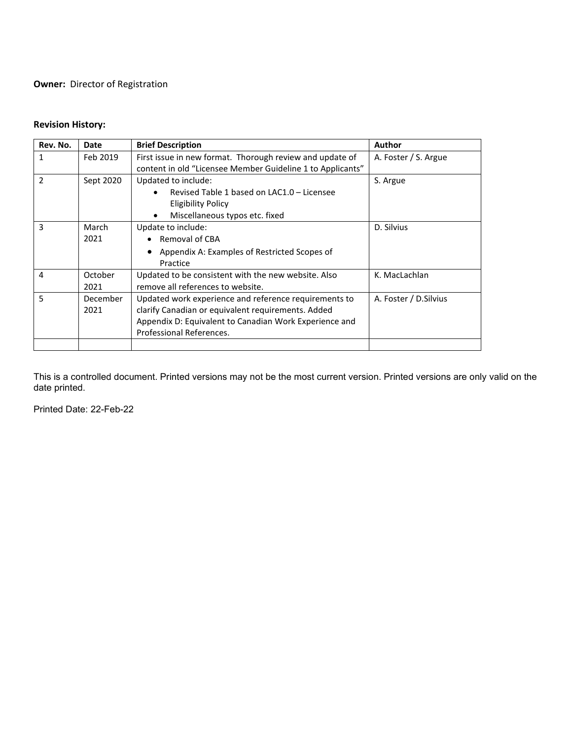**Owner:** Director of Registration

**Revision History:**

| Rev. No. | Date | Brief Description | Author |
|---|---|---|---|
| 1 | Feb 2019 | First issue in new format. Thorough review and update of content in old "Licensee Member Guideline 1 to Applicants" | A. Foster / S. Argue |
| 2 | Sept 2020 | Updated to include:<br>• Revised Table 1 based on LAC1.0 – Licensee Eligibility Policy<br>• Miscellaneous typos etc. fixed | S. Argue |
| 3 | March 2021 | Update to include:<br>• Removal of CBA<br>• Appendix A: Examples of Restricted Scopes of Practice | D. Silvius |
| 4 | October 2021 | Updated to be consistent with the new website. Also remove all references to website. | K. MacLachlan |
| 5 | December 2021 | Updated work experience and reference requirements to clarify Canadian or equivalent requirements. Added Appendix D: Equivalent to Canadian Work Experience and Professional References. | A. Foster / D.Silvius |
| | | | |

This is a controlled document. Printed versions may not be the most current version. Printed versions are only valid on the date printed.

Printed Date: 22-Feb-22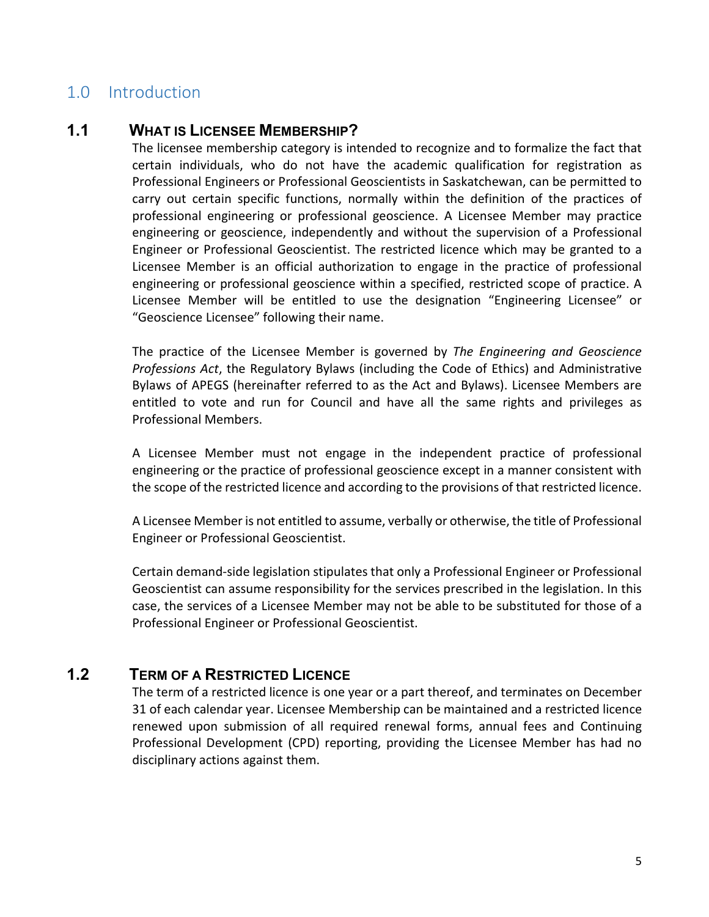# 1.0 Introduction

## 1.1 What is Licensee Membership?

The licensee membership category is intended to recognize and to formalize the fact that certain individuals, who do not have the academic qualification for registration as Professional Engineers or Professional Geoscientists in Saskatchewan, can be permitted to carry out certain specific functions, normally within the definition of the practices of professional engineering or professional geoscience. A Licensee Member may practice engineering or geoscience, independently and without the supervision of a Professional Engineer or Professional Geoscientist. The restricted licence which may be granted to a Licensee Member is an official authorization to engage in the practice of professional engineering or professional geoscience within a specified, restricted scope of practice. A Licensee Member will be entitled to use the designation "Engineering Licensee" or "Geoscience Licensee" following their name.

The practice of the Licensee Member is governed by *The Engineering and Geoscience Professions Act*, the Regulatory Bylaws (including the Code of Ethics) and Administrative Bylaws of APEGS (hereinafter referred to as the Act and Bylaws). Licensee Members are entitled to vote and run for Council and have all the same rights and privileges as Professional Members.

A Licensee Member must not engage in the independent practice of professional engineering or the practice of professional geoscience except in a manner consistent with the scope of the restricted licence and according to the provisions of that restricted licence.

A Licensee Member is not entitled to assume, verbally or otherwise, the title of Professional Engineer or Professional Geoscientist.

Certain demand-side legislation stipulates that only a Professional Engineer or Professional Geoscientist can assume responsibility for the services prescribed in the legislation. In this case, the services of a Licensee Member may not be able to be substituted for those of a Professional Engineer or Professional Geoscientist.

## 1.2 Term of a Restricted Licence

The term of a restricted licence is one year or a part thereof, and terminates on December 31 of each calendar year. Licensee Membership can be maintained and a restricted licence renewed upon submission of all required renewal forms, annual fees and Continuing Professional Development (CPD) reporting, providing the Licensee Member has had no disciplinary actions against them.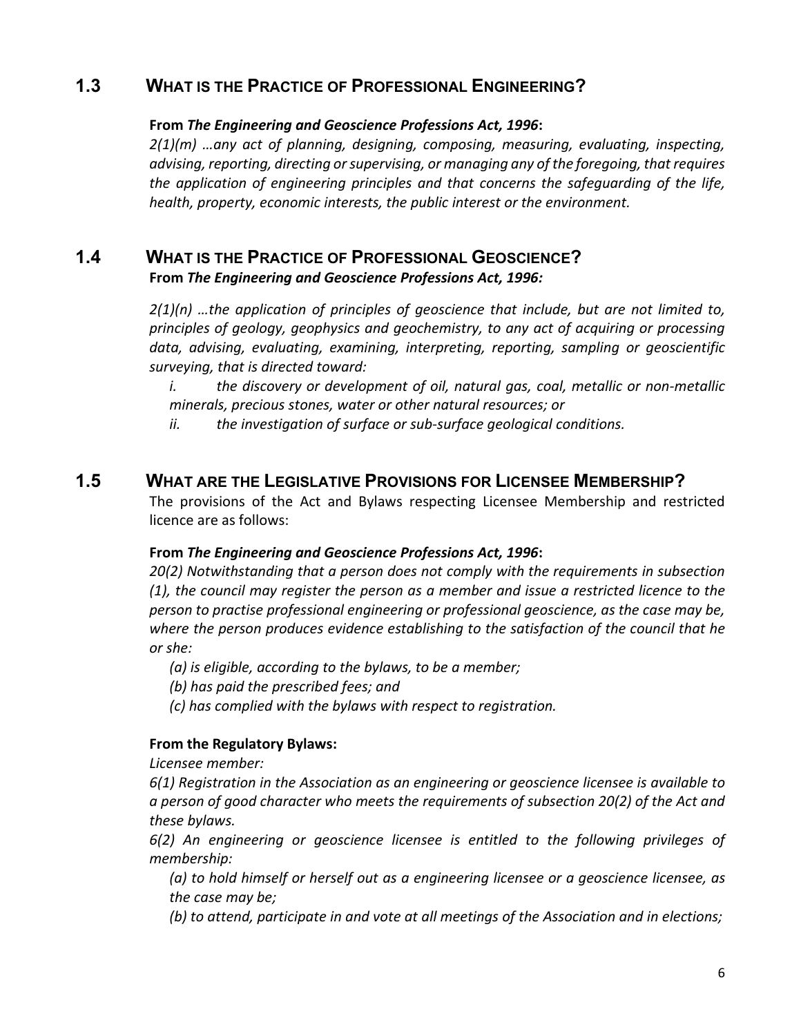## 1.3 What is the Practice of Professional Engineering?

**From *The Engineering and Geoscience Professions Act, 1996*:**

*2(1)(m) …any act of planning, designing, composing, measuring, evaluating, inspecting, advising, reporting, directing or supervising, or managing any of the foregoing, that requires the application of engineering principles and that concerns the safeguarding of the life, health, property, economic interests, the public interest or the environment.*

## 1.4 What is the Practice of Professional Geoscience?

**From *The Engineering and Geoscience Professions Act, 1996:***

*2(1)(n) …the application of principles of geoscience that include, but are not limited to, principles of geology, geophysics and geochemistry, to any act of acquiring or processing data, advising, evaluating, examining, interpreting, reporting, sampling or geoscientific surveying, that is directed toward:*

*i. the discovery or development of oil, natural gas, coal, metallic or non-metallic minerals, precious stones, water or other natural resources; or*

*ii. the investigation of surface or sub-surface geological conditions.*

## 1.5 What are the Legislative Provisions for Licensee Membership?

The provisions of the Act and Bylaws respecting Licensee Membership and restricted licence are as follows:

**From *The Engineering and Geoscience Professions Act, 1996*:**

*20(2) Notwithstanding that a person does not comply with the requirements in subsection (1), the council may register the person as a member and issue a restricted licence to the person to practise professional engineering or professional geoscience, as the case may be, where the person produces evidence establishing to the satisfaction of the council that he or she:*

*(a) is eligible, according to the bylaws, to be a member;*

*(b) has paid the prescribed fees; and*

*(c) has complied with the bylaws with respect to registration.*

**From the Regulatory Bylaws:**

*Licensee member:*

*6(1) Registration in the Association as an engineering or geoscience licensee is available to a person of good character who meets the requirements of subsection 20(2) of the Act and these bylaws.*

*6(2) An engineering or geoscience licensee is entitled to the following privileges of membership:*

*(a) to hold himself or herself out as a engineering licensee or a geoscience licensee, as the case may be;*

*(b) to attend, participate in and vote at all meetings of the Association and in elections;*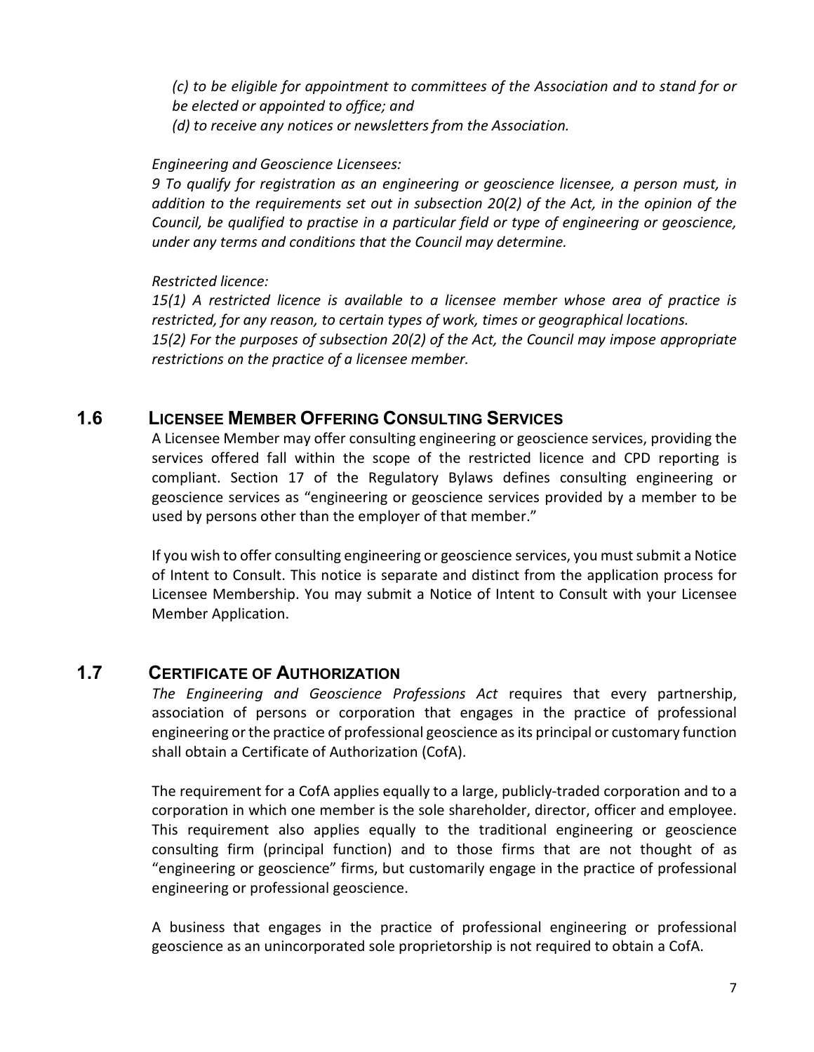*(c) to be eligible for appointment to committees of the Association and to stand for or be elected or appointed to office; and*
*(d) to receive any notices or newsletters from the Association.*

*Engineering and Geoscience Licensees:*
*9 To qualify for registration as an engineering or geoscience licensee, a person must, in addition to the requirements set out in subsection 20(2) of the Act, in the opinion of the Council, be qualified to practise in a particular field or type of engineering or geoscience, under any terms and conditions that the Council may determine.*

*Restricted licence:*
*15(1) A restricted licence is available to a licensee member whose area of practice is restricted, for any reason, to certain types of work, times or geographical locations.*
*15(2) For the purposes of subsection 20(2) of the Act, the Council may impose appropriate restrictions on the practice of a licensee member.*

## 1.6 Licensee Member Offering Consulting Services

A Licensee Member may offer consulting engineering or geoscience services, providing the services offered fall within the scope of the restricted licence and CPD reporting is compliant. Section 17 of the Regulatory Bylaws defines consulting engineering or geoscience services as "engineering or geoscience services provided by a member to be used by persons other than the employer of that member."

If you wish to offer consulting engineering or geoscience services, you must submit a Notice of Intent to Consult. This notice is separate and distinct from the application process for Licensee Membership. You may submit a Notice of Intent to Consult with your Licensee Member Application.

## 1.7 Certificate of Authorization

*The Engineering and Geoscience Professions Act* requires that every partnership, association of persons or corporation that engages in the practice of professional engineering or the practice of professional geoscience as its principal or customary function shall obtain a Certificate of Authorization (CofA).

The requirement for a CofA applies equally to a large, publicly-traded corporation and to a corporation in which one member is the sole shareholder, director, officer and employee. This requirement also applies equally to the traditional engineering or geoscience consulting firm (principal function) and to those firms that are not thought of as "engineering or geoscience" firms, but customarily engage in the practice of professional engineering or professional geoscience.

A business that engages in the practice of professional engineering or professional geoscience as an unincorporated sole proprietorship is not required to obtain a CofA.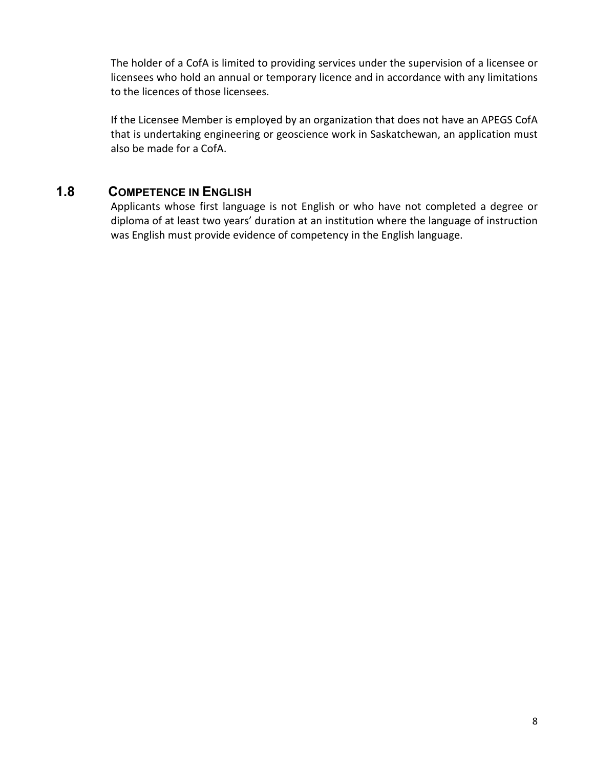The holder of a CofA is limited to providing services under the supervision of a licensee or licensees who hold an annual or temporary licence and in accordance with any limitations to the licences of those licensees.

If the Licensee Member is employed by an organization that does not have an APEGS CofA that is undertaking engineering or geoscience work in Saskatchewan, an application must also be made for a CofA.

## 1.8 COMPETENCE IN ENGLISH

Applicants whose first language is not English or who have not completed a degree or diploma of at least two years' duration at an institution where the language of instruction was English must provide evidence of competency in the English language.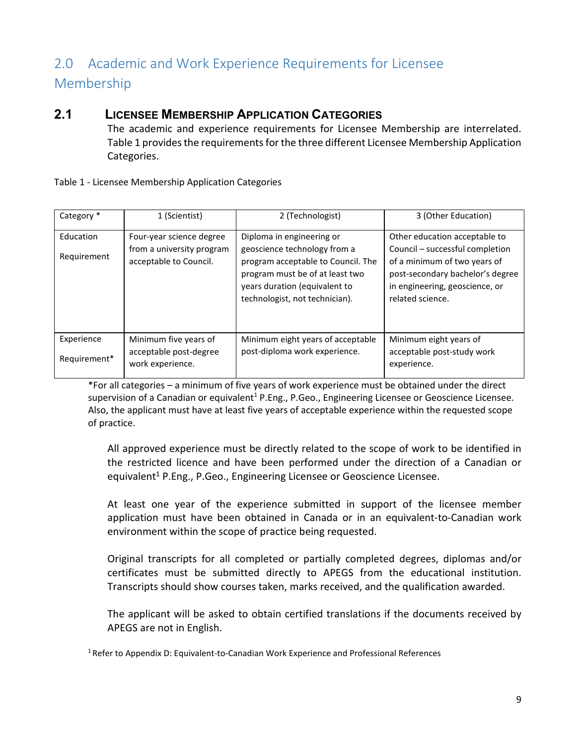## 2.0 Academic and Work Experience Requirements for Licensee Membership

### 2.1 LICENSEE MEMBERSHIP APPLICATION CATEGORIES

The academic and experience requirements for Licensee Membership are interrelated. Table 1 provides the requirements for the three different Licensee Membership Application Categories.

Table 1 - Licensee Membership Application Categories

| Category * | 1 (Scientist) | 2 (Technologist) | 3 (Other Education) |
|---|---|---|---|
| Education Requirement | Four-year science degree from a university program acceptable to Council. | Diploma in engineering or geoscience technology from a program acceptable to Council. The program must be of at least two years duration (equivalent to technologist, not technician). | Other education acceptable to Council – successful completion of a minimum of two years of post-secondary bachelor's degree in engineering, geoscience, or related science. |
| Experience Requirement* | Minimum five years of acceptable post-degree work experience. | Minimum eight years of acceptable post-diploma work experience. | Minimum eight years of acceptable post-study work experience. |

*For all categories – a minimum of five years of work experience must be obtained under the direct supervision of a Canadian or equivalent[1] P.Eng., P.Geo., Engineering Licensee or Geoscience Licensee. Also, the applicant must have at least five years of acceptable experience within the requested scope of practice.

All approved experience must be directly related to the scope of work to be identified in the restricted licence and have been performed under the direction of a Canadian or equivalent[1] P.Eng., P.Geo., Engineering Licensee or Geoscience Licensee.

At least one year of the experience submitted in support of the licensee member application must have been obtained in Canada or in an equivalent-to-Canadian work environment within the scope of practice being requested.

Original transcripts for all completed or partially completed degrees, diplomas and/or certificates must be submitted directly to APEGS from the educational institution. Transcripts should show courses taken, marks received, and the qualification awarded.

The applicant will be asked to obtain certified translations if the documents received by APEGS are not in English.

[1] Refer to Appendix D: Equivalent-to-Canadian Work Experience and Professional References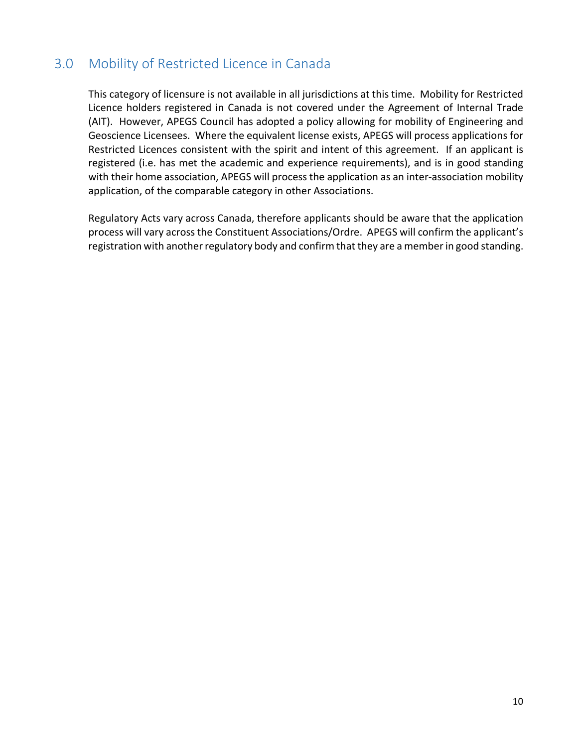## 3.0 Mobility of Restricted Licence in Canada

This category of licensure is not available in all jurisdictions at this time. Mobility for Restricted Licence holders registered in Canada is not covered under the Agreement of Internal Trade (AIT). However, APEGS Council has adopted a policy allowing for mobility of Engineering and Geoscience Licensees. Where the equivalent license exists, APEGS will process applications for Restricted Licences consistent with the spirit and intent of this agreement. If an applicant is registered (i.e. has met the academic and experience requirements), and is in good standing with their home association, APEGS will process the application as an inter-association mobility application, of the comparable category in other Associations.

Regulatory Acts vary across Canada, therefore applicants should be aware that the application process will vary across the Constituent Associations/Ordre. APEGS will confirm the applicant's registration with another regulatory body and confirm that they are a member in good standing.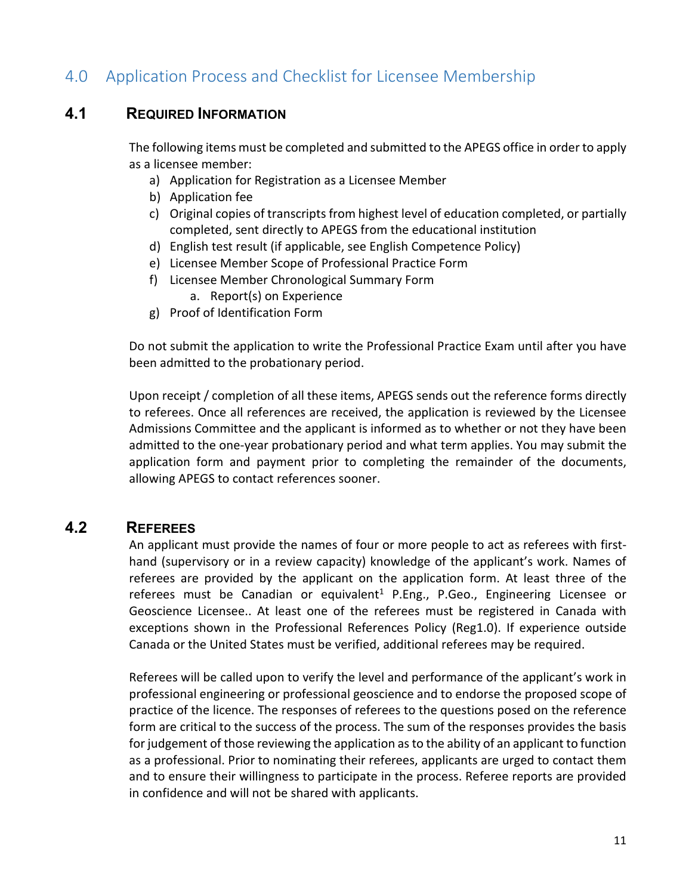# 4.0 Application Process and Checklist for Licensee Membership

## 4.1 Required Information

The following items must be completed and submitted to the APEGS office in order to apply as a licensee member:

a) Application for Registration as a Licensee Member
b) Application fee
c) Original copies of transcripts from highest level of education completed, or partially completed, sent directly to APEGS from the educational institution
d) English test result (if applicable, see English Competence Policy)
e) Licensee Member Scope of Professional Practice Form
f) Licensee Member Chronological Summary Form
    a. Report(s) on Experience
g) Proof of Identification Form

Do not submit the application to write the Professional Practice Exam until after you have been admitted to the probationary period.

Upon receipt / completion of all these items, APEGS sends out the reference forms directly to referees. Once all references are received, the application is reviewed by the Licensee Admissions Committee and the applicant is informed as to whether or not they have been admitted to the one-year probationary period and what term applies. You may submit the application form and payment prior to completing the remainder of the documents, allowing APEGS to contact references sooner.

## 4.2 Referees

An applicant must provide the names of four or more people to act as referees with first-hand (supervisory or in a review capacity) knowledge of the applicant's work. Names of referees are provided by the applicant on the application form. At least three of the referees must be Canadian or equivalent[1] P.Eng., P.Geo., Engineering Licensee or Geoscience Licensee.. At least one of the referees must be registered in Canada with exceptions shown in the Professional References Policy (Reg1.0). If experience outside Canada or the United States must be verified, additional referees may be required.

Referees will be called upon to verify the level and performance of the applicant's work in professional engineering or professional geoscience and to endorse the proposed scope of practice of the licence. The responses of referees to the questions posed on the reference form are critical to the success of the process. The sum of the responses provides the basis for judgement of those reviewing the application as to the ability of an applicant to function as a professional. Prior to nominating their referees, applicants are urged to contact them and to ensure their willingness to participate in the process. Referee reports are provided in confidence and will not be shared with applicants.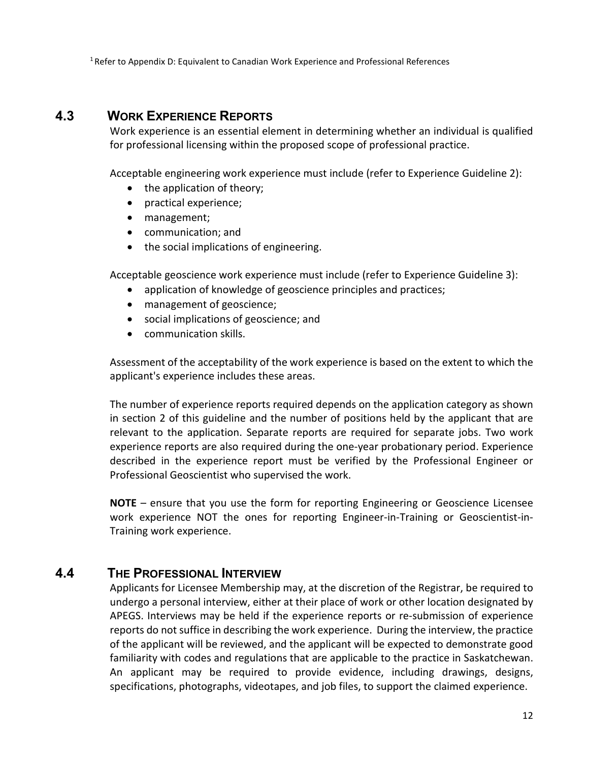[1] Refer to Appendix D: Equivalent to Canadian Work Experience and Professional References

## 4.3 WORK EXPERIENCE REPORTS

Work experience is an essential element in determining whether an individual is qualified for professional licensing within the proposed scope of professional practice.

Acceptable engineering work experience must include (refer to Experience Guideline 2):

- the application of theory;
- practical experience;
- management;
- communication; and
- the social implications of engineering.

Acceptable geoscience work experience must include (refer to Experience Guideline 3):

- application of knowledge of geoscience principles and practices;
- management of geoscience;
- social implications of geoscience; and
- communication skills.

Assessment of the acceptability of the work experience is based on the extent to which the applicant's experience includes these areas.

The number of experience reports required depends on the application category as shown in section 2 of this guideline and the number of positions held by the applicant that are relevant to the application. Separate reports are required for separate jobs. Two work experience reports are also required during the one-year probationary period. Experience described in the experience report must be verified by the Professional Engineer or Professional Geoscientist who supervised the work.

**NOTE** – ensure that you use the form for reporting Engineering or Geoscience Licensee work experience NOT the ones for reporting Engineer-in-Training or Geoscientist-in-Training work experience.

## 4.4 THE PROFESSIONAL INTERVIEW

Applicants for Licensee Membership may, at the discretion of the Registrar, be required to undergo a personal interview, either at their place of work or other location designated by APEGS. Interviews may be held if the experience reports or re-submission of experience reports do not suffice in describing the work experience. During the interview, the practice of the applicant will be reviewed, and the applicant will be expected to demonstrate good familiarity with codes and regulations that are applicable to the practice in Saskatchewan. An applicant may be required to provide evidence, including drawings, designs, specifications, photographs, videotapes, and job files, to support the claimed experience.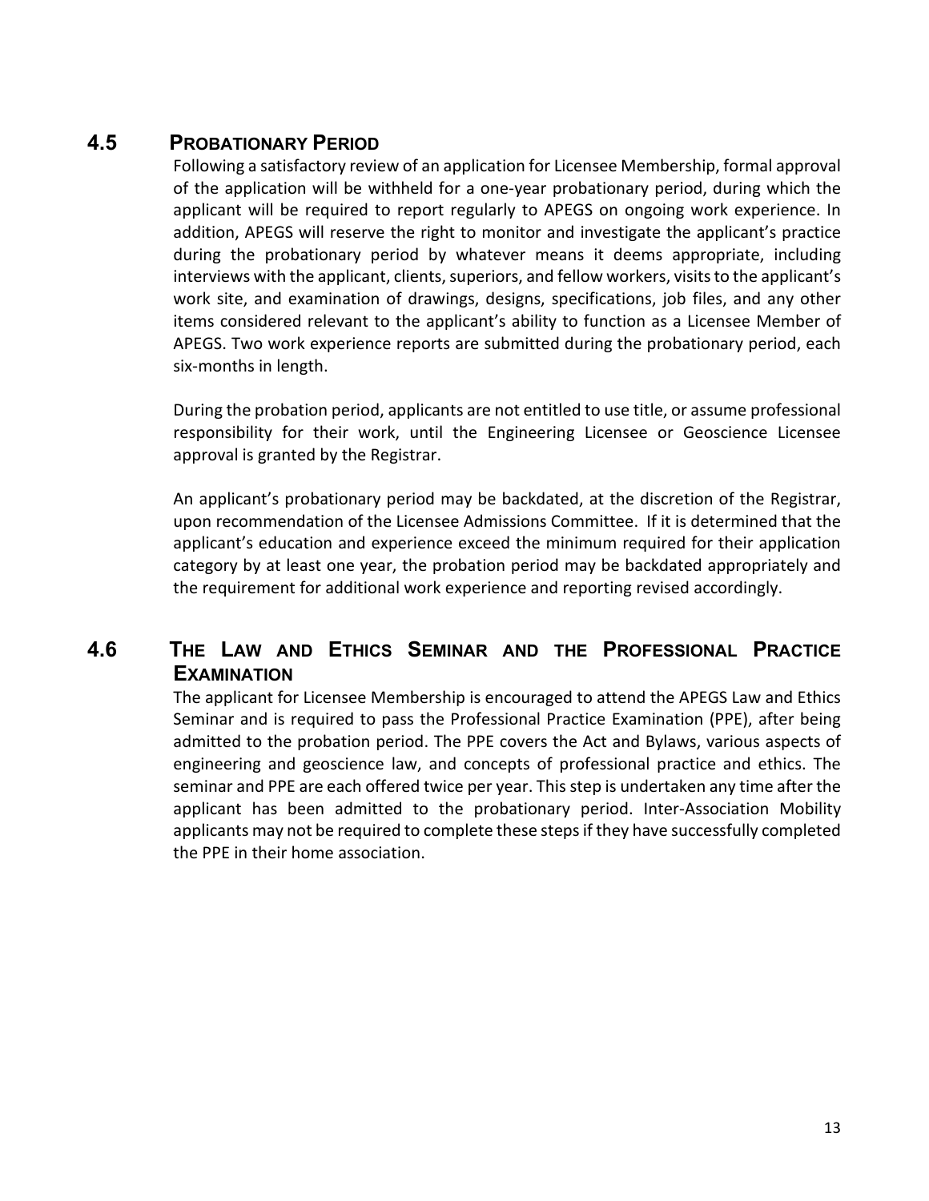## 4.5 Probationary Period

Following a satisfactory review of an application for Licensee Membership, formal approval of the application will be withheld for a one-year probationary period, during which the applicant will be required to report regularly to APEGS on ongoing work experience. In addition, APEGS will reserve the right to monitor and investigate the applicant's practice during the probationary period by whatever means it deems appropriate, including interviews with the applicant, clients, superiors, and fellow workers, visits to the applicant's work site, and examination of drawings, designs, specifications, job files, and any other items considered relevant to the applicant's ability to function as a Licensee Member of APEGS. Two work experience reports are submitted during the probationary period, each six-months in length.

During the probation period, applicants are not entitled to use title, or assume professional responsibility for their work, until the Engineering Licensee or Geoscience Licensee approval is granted by the Registrar.

An applicant's probationary period may be backdated, at the discretion of the Registrar, upon recommendation of the Licensee Admissions Committee. If it is determined that the applicant's education and experience exceed the minimum required for their application category by at least one year, the probation period may be backdated appropriately and the requirement for additional work experience and reporting revised accordingly.

## 4.6 The Law and Ethics Seminar and the Professional Practice Examination

The applicant for Licensee Membership is encouraged to attend the APEGS Law and Ethics Seminar and is required to pass the Professional Practice Examination (PPE), after being admitted to the probation period. The PPE covers the Act and Bylaws, various aspects of engineering and geoscience law, and concepts of professional practice and ethics. The seminar and PPE are each offered twice per year. This step is undertaken any time after the applicant has been admitted to the probationary period. Inter-Association Mobility applicants may not be required to complete these steps if they have successfully completed the PPE in their home association.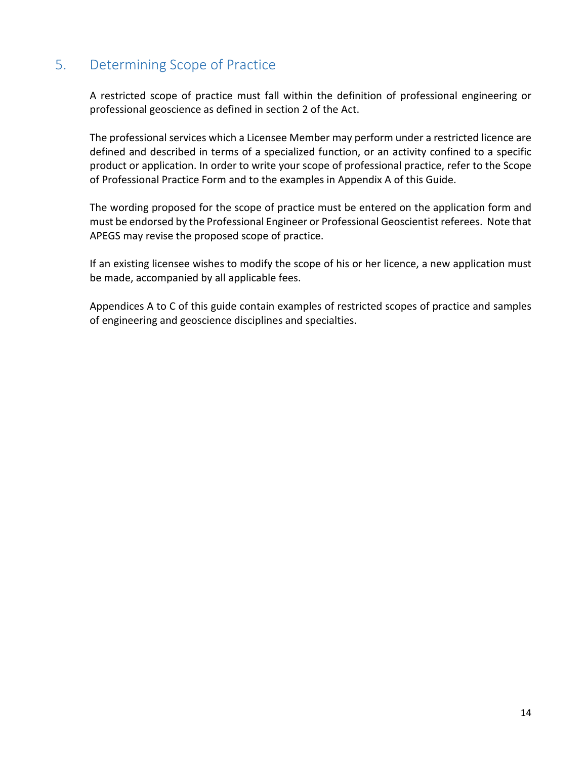## 5. Determining Scope of Practice

A restricted scope of practice must fall within the definition of professional engineering or professional geoscience as defined in section 2 of the Act.

The professional services which a Licensee Member may perform under a restricted licence are defined and described in terms of a specialized function, or an activity confined to a specific product or application. In order to write your scope of professional practice, refer to the Scope of Professional Practice Form and to the examples in Appendix A of this Guide.

The wording proposed for the scope of practice must be entered on the application form and must be endorsed by the Professional Engineer or Professional Geoscientist referees. Note that APEGS may revise the proposed scope of practice.

If an existing licensee wishes to modify the scope of his or her licence, a new application must be made, accompanied by all applicable fees.

Appendices A to C of this guide contain examples of restricted scopes of practice and samples of engineering and geoscience disciplines and specialties.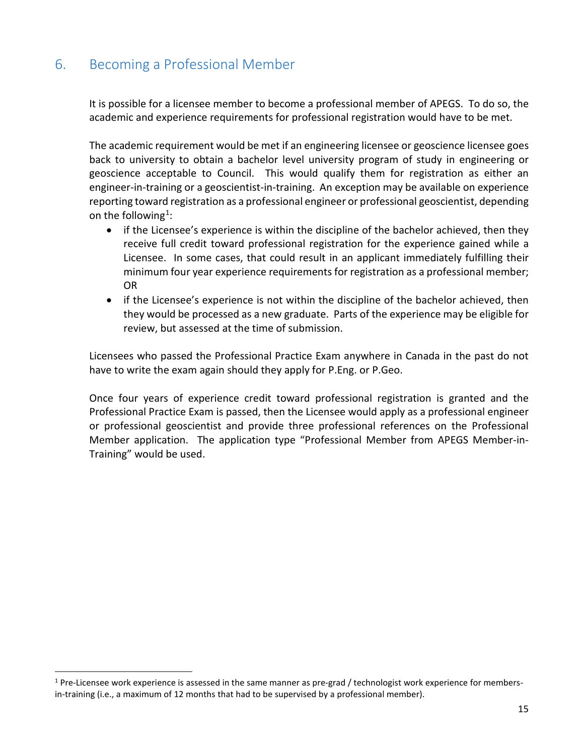## 6. Becoming a Professional Member

It is possible for a licensee member to become a professional member of APEGS. To do so, the academic and experience requirements for professional registration would have to be met.

The academic requirement would be met if an engineering licensee or geoscience licensee goes back to university to obtain a bachelor level university program of study in engineering or geoscience acceptable to Council. This would qualify them for registration as either an engineer-in-training or a geoscientist-in-training. An exception may be available on experience reporting toward registration as a professional engineer or professional geoscientist, depending on the following[1]:

- if the Licensee's experience is within the discipline of the bachelor achieved, then they receive full credit toward professional registration for the experience gained while a Licensee. In some cases, that could result in an applicant immediately fulfilling their minimum four year experience requirements for registration as a professional member; OR
- if the Licensee's experience is not within the discipline of the bachelor achieved, then they would be processed as a new graduate. Parts of the experience may be eligible for review, but assessed at the time of submission.

Licensees who passed the Professional Practice Exam anywhere in Canada in the past do not have to write the exam again should they apply for P.Eng. or P.Geo.

Once four years of experience credit toward professional registration is granted and the Professional Practice Exam is passed, then the Licensee would apply as a professional engineer or professional geoscientist and provide three professional references on the Professional Member application. The application type "Professional Member from APEGS Member-in-Training" would be used.

---

[1] Pre-Licensee work experience is assessed in the same manner as pre-grad / technologist work experience for members-in-training (i.e., a maximum of 12 months that had to be supervised by a professional member).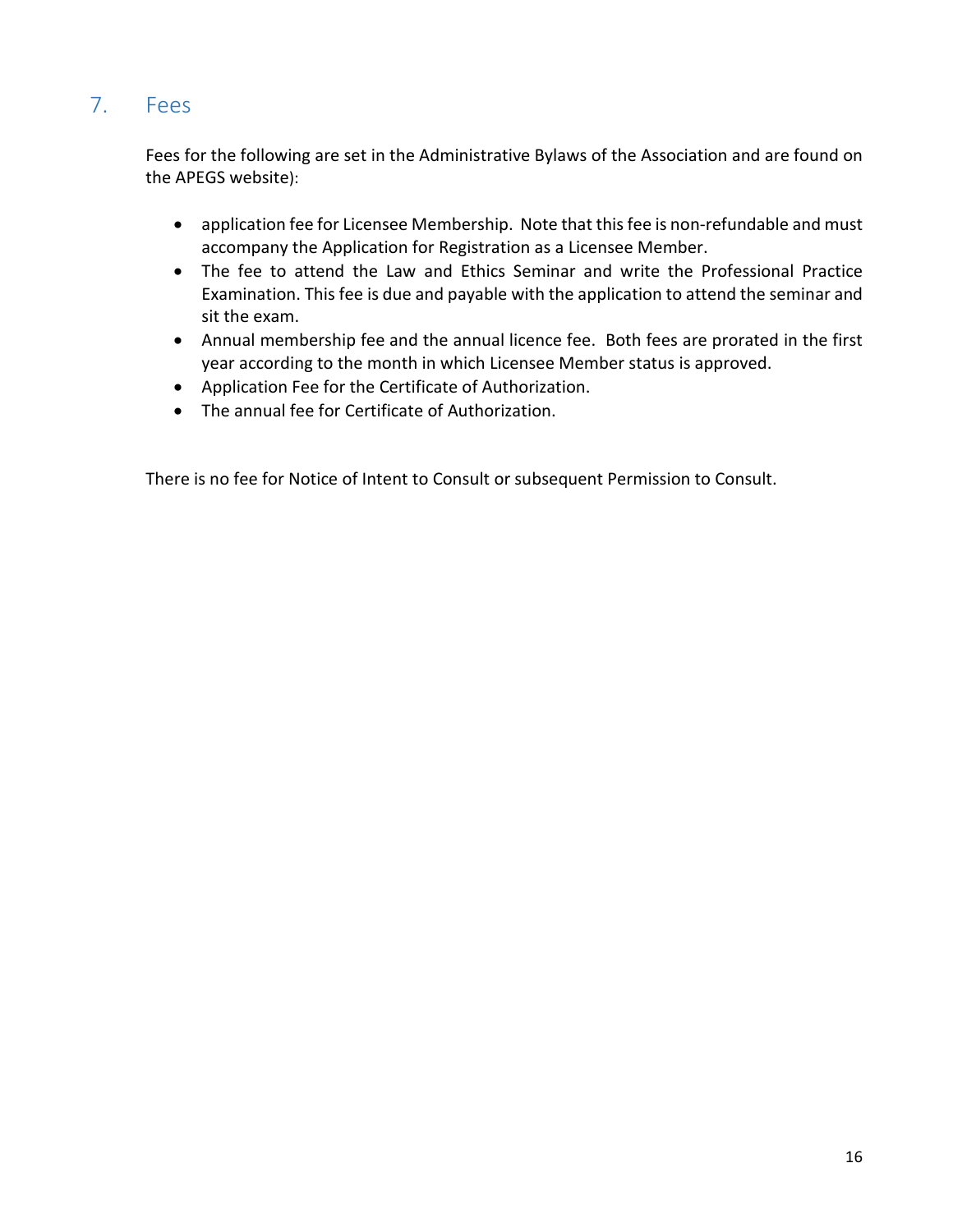## 7. Fees

Fees for the following are set in the Administrative Bylaws of the Association and are found on the APEGS website):

- application fee for Licensee Membership. Note that this fee is non-refundable and must accompany the Application for Registration as a Licensee Member.
- The fee to attend the Law and Ethics Seminar and write the Professional Practice Examination. This fee is due and payable with the application to attend the seminar and sit the exam.
- Annual membership fee and the annual licence fee. Both fees are prorated in the first year according to the month in which Licensee Member status is approved.
- Application Fee for the Certificate of Authorization.
- The annual fee for Certificate of Authorization.

There is no fee for Notice of Intent to Consult or subsequent Permission to Consult.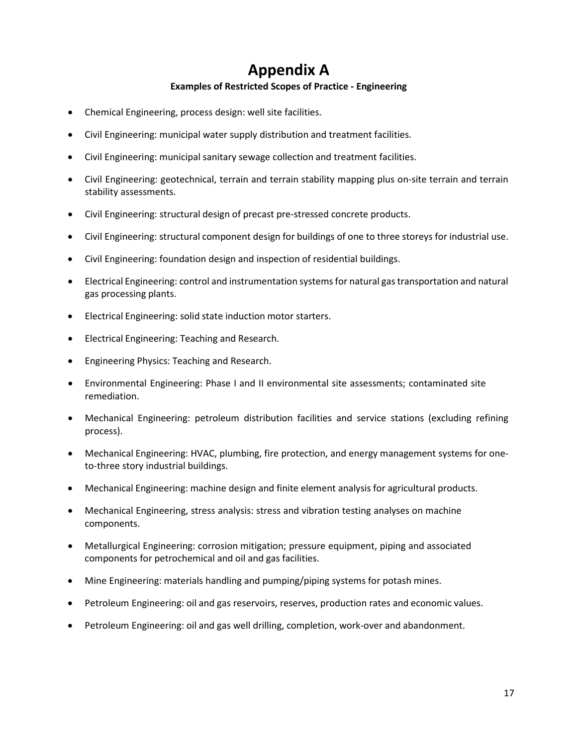# Appendix A

**Examples of Restricted Scopes of Practice - Engineering**

- Chemical Engineering, process design: well site facilities.
- Civil Engineering: municipal water supply distribution and treatment facilities.
- Civil Engineering: municipal sanitary sewage collection and treatment facilities.
- Civil Engineering: geotechnical, terrain and terrain stability mapping plus on-site terrain and terrain stability assessments.
- Civil Engineering: structural design of precast pre-stressed concrete products.
- Civil Engineering: structural component design for buildings of one to three storeys for industrial use.
- Civil Engineering: foundation design and inspection of residential buildings.
- Electrical Engineering: control and instrumentation systems for natural gas transportation and natural gas processing plants.
- Electrical Engineering: solid state induction motor starters.
- Electrical Engineering: Teaching and Research.
- Engineering Physics: Teaching and Research.
- Environmental Engineering: Phase I and II environmental site assessments; contaminated site remediation.
- Mechanical Engineering: petroleum distribution facilities and service stations (excluding refining process).
- Mechanical Engineering: HVAC, plumbing, fire protection, and energy management systems for one-to-three story industrial buildings.
- Mechanical Engineering: machine design and finite element analysis for agricultural products.
- Mechanical Engineering, stress analysis: stress and vibration testing analyses on machine components.
- Metallurgical Engineering: corrosion mitigation; pressure equipment, piping and associated components for petrochemical and oil and gas facilities.
- Mine Engineering: materials handling and pumping/piping systems for potash mines.
- Petroleum Engineering: oil and gas reservoirs, reserves, production rates and economic values.
- Petroleum Engineering: oil and gas well drilling, completion, work-over and abandonment.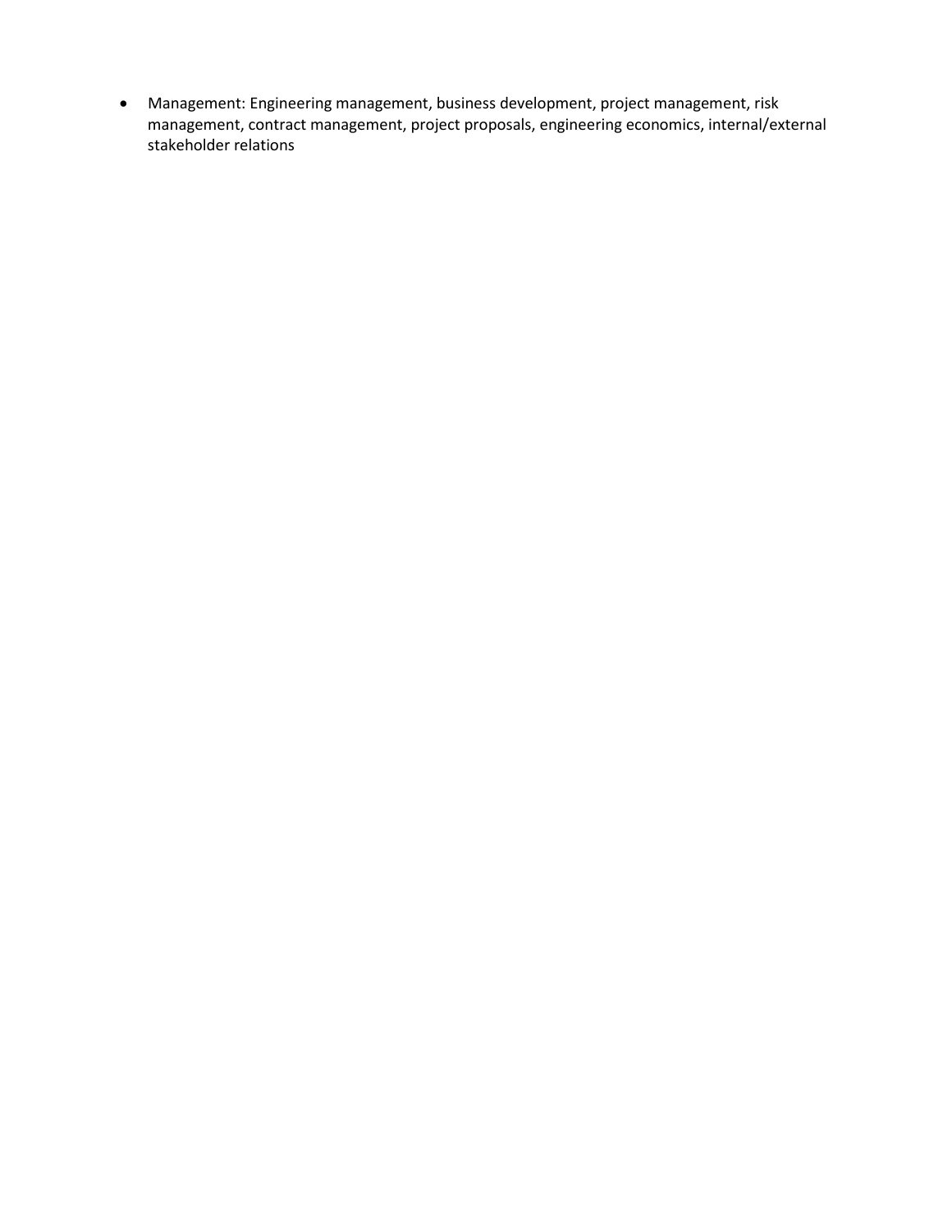- Management: Engineering management, business development, project management, risk management, contract management, project proposals, engineering economics, internal/external stakeholder relations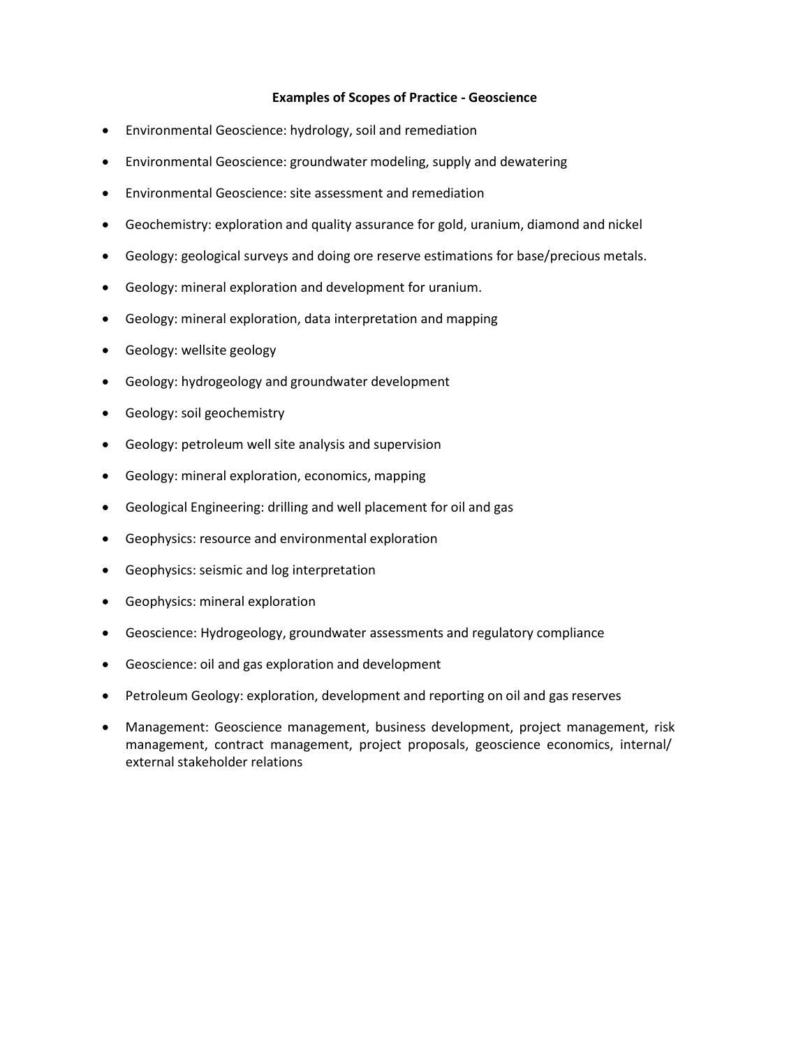## Examples of Scopes of Practice - Geoscience

- Environmental Geoscience: hydrology, soil and remediation
- Environmental Geoscience: groundwater modeling, supply and dewatering
- Environmental Geoscience: site assessment and remediation
- Geochemistry: exploration and quality assurance for gold, uranium, diamond and nickel
- Geology: geological surveys and doing ore reserve estimations for base/precious metals.
- Geology: mineral exploration and development for uranium.
- Geology: mineral exploration, data interpretation and mapping
- Geology: wellsite geology
- Geology: hydrogeology and groundwater development
- Geology: soil geochemistry
- Geology: petroleum well site analysis and supervision
- Geology: mineral exploration, economics, mapping
- Geological Engineering: drilling and well placement for oil and gas
- Geophysics: resource and environmental exploration
- Geophysics: seismic and log interpretation
- Geophysics: mineral exploration
- Geoscience: Hydrogeology, groundwater assessments and regulatory compliance
- Geoscience: oil and gas exploration and development
- Petroleum Geology: exploration, development and reporting on oil and gas reserves
- Management: Geoscience management, business development, project management, risk management, contract management, project proposals, geoscience economics, internal/ external stakeholder relations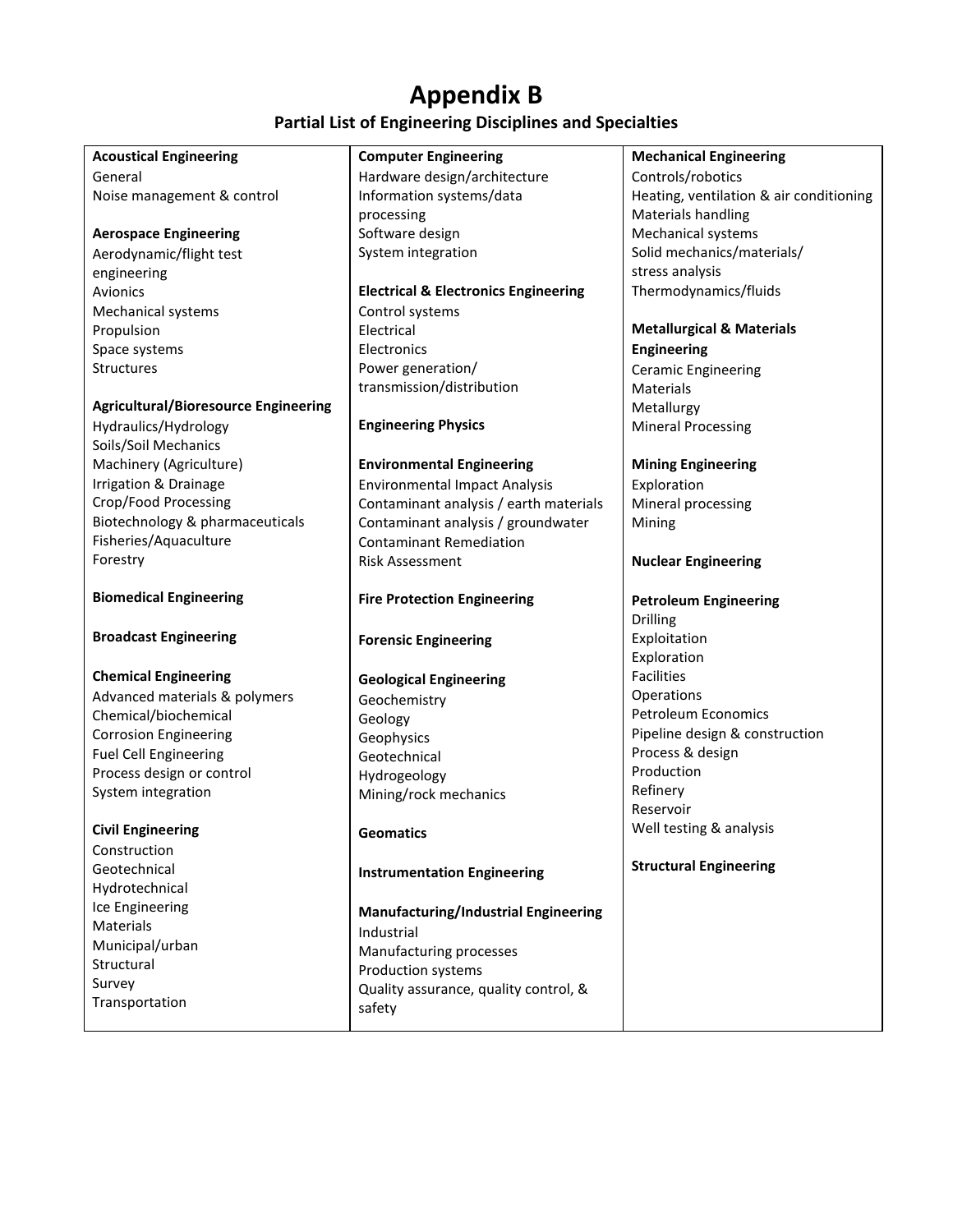# Appendix B

## Partial List of Engineering Disciplines and Specialties

**Acoustical Engineering**
General
Noise management & control

**Aerospace Engineering**
Aerodynamic/flight test engineering
Avionics
Mechanical systems
Propulsion
Space systems
Structures

**Agricultural/Bioresource Engineering**
Hydraulics/Hydrology
Soils/Soil Mechanics
Machinery (Agriculture)
Irrigation & Drainage
Crop/Food Processing
Biotechnology & pharmaceuticals
Fisheries/Aquaculture
Forestry

**Biomedical Engineering**

**Broadcast Engineering**

**Chemical Engineering**
Advanced materials & polymers
Chemical/biochemical
Corrosion Engineering
Fuel Cell Engineering
Process design or control
System integration

**Civil Engineering**
Construction
Geotechnical
Hydrotechnical
Ice Engineering
Materials
Municipal/urban
Structural
Survey
Transportation

**Computer Engineering**
Hardware design/architecture
Information systems/data processing
Software design
System integration

**Electrical & Electronics Engineering**
Control systems
Electrical
Electronics
Power generation/transmission/distribution

**Engineering Physics**

**Environmental Engineering**
Environmental Impact Analysis
Contaminant analysis / earth materials
Contaminant analysis / groundwater
Contaminant Remediation
Risk Assessment

**Fire Protection Engineering**

**Forensic Engineering**

**Geological Engineering**
Geochemistry
Geology
Geophysics
Geotechnical
Hydrogeology
Mining/rock mechanics

**Geomatics**

**Instrumentation Engineering**

**Manufacturing/Industrial Engineering**
Industrial
Manufacturing processes
Production systems
Quality assurance, quality control, & safety

**Mechanical Engineering**
Controls/robotics
Heating, ventilation & air conditioning
Materials handling
Mechanical systems
Solid mechanics/materials/stress analysis
Thermodynamics/fluids

**Metallurgical & Materials Engineering**
Ceramic Engineering
Materials
Metallurgy
Mineral Processing

**Mining Engineering**
Exploration
Mineral processing
Mining

**Nuclear Engineering**

**Petroleum Engineering**
Drilling
Exploitation
Exploration
Facilities
Operations
Petroleum Economics
Pipeline design & construction
Process & design
Production
Refinery
Reservoir
Well testing & analysis

**Structural Engineering**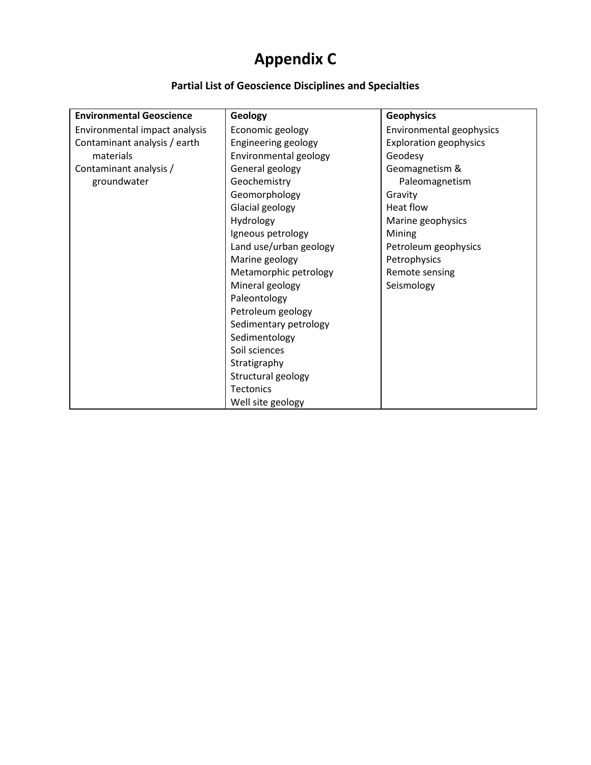# Appendix C

## Partial List of Geoscience Disciplines and Specialties

| Environmental Geoscience | Geology | Geophysics |
|---|---|---|
| Environmental impact analysis | Economic geology | Environmental geophysics |
| Contaminant analysis / earth materials | Engineering geology | Exploration geophysics |
| Contaminant analysis / groundwater | Environmental geology | Geodesy |
| | General geology | Geomagnetism & Paleomagnetism |
| | Geochemistry | Gravity |
| | Geomorphology | Heat flow |
| | Glacial geology | Marine geophysics |
| | Hydrology | Mining |
| | Igneous petrology | Petroleum geophysics |
| | Land use/urban geology | Petrophysics |
| | Marine geology | Remote sensing |
| | Metamorphic petrology | Seismology |
| | Mineral geology | |
| | Paleontology | |
| | Petroleum geology | |
| | Sedimentary petrology | |
| | Sedimentology | |
| | Soil sciences | |
| | Stratigraphy | |
| | Structural geology | |
| | Tectonics | |
| | Well site geology | |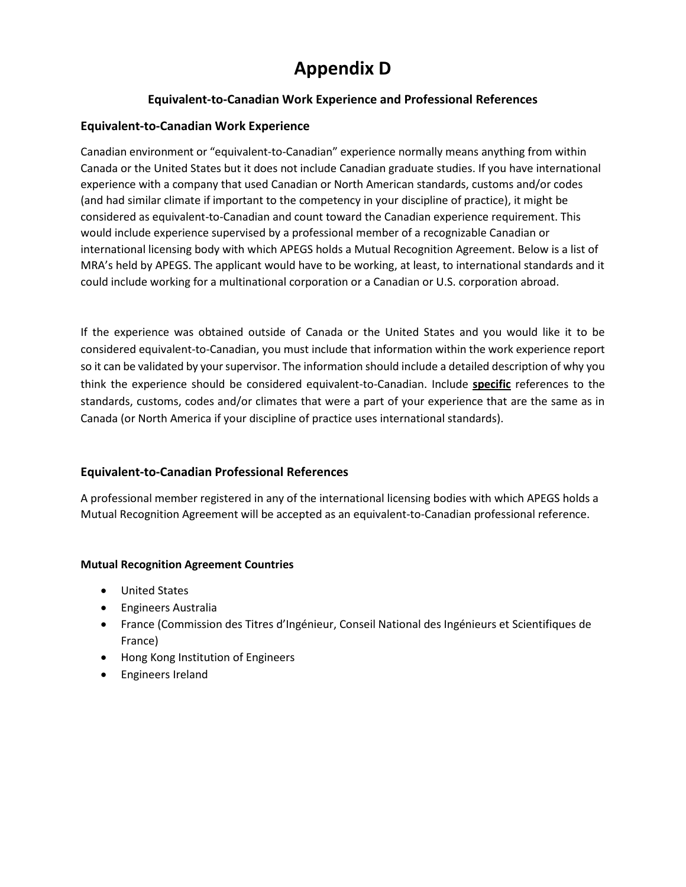# Appendix D

### Equivalent-to-Canadian Work Experience and Professional References

## Equivalent-to-Canadian Work Experience

Canadian environment or "equivalent-to-Canadian" experience normally means anything from within Canada or the United States but it does not include Canadian graduate studies. If you have international experience with a company that used Canadian or North American standards, customs and/or codes (and had similar climate if important to the competency in your discipline of practice), it might be considered as equivalent-to-Canadian and count toward the Canadian experience requirement. This would include experience supervised by a professional member of a recognizable Canadian or international licensing body with which APEGS holds a Mutual Recognition Agreement. Below is a list of MRA's held by APEGS. The applicant would have to be working, at least, to international standards and it could include working for a multinational corporation or a Canadian or U.S. corporation abroad.

If the experience was obtained outside of Canada or the United States and you would like it to be considered equivalent-to-Canadian, you must include that information within the work experience report so it can be validated by your supervisor. The information should include a detailed description of why you think the experience should be considered equivalent-to-Canadian. Include **specific** references to the standards, customs, codes and/or climates that were a part of your experience that are the same as in Canada (or North America if your discipline of practice uses international standards).

## Equivalent-to-Canadian Professional References

A professional member registered in any of the international licensing bodies with which APEGS holds a Mutual Recognition Agreement will be accepted as an equivalent-to-Canadian professional reference.

**Mutual Recognition Agreement Countries**

- United States
- Engineers Australia
- France (Commission des Titres d'Ingénieur, Conseil National des Ingénieurs et Scientifiques de France)
- Hong Kong Institution of Engineers
- Engineers Ireland